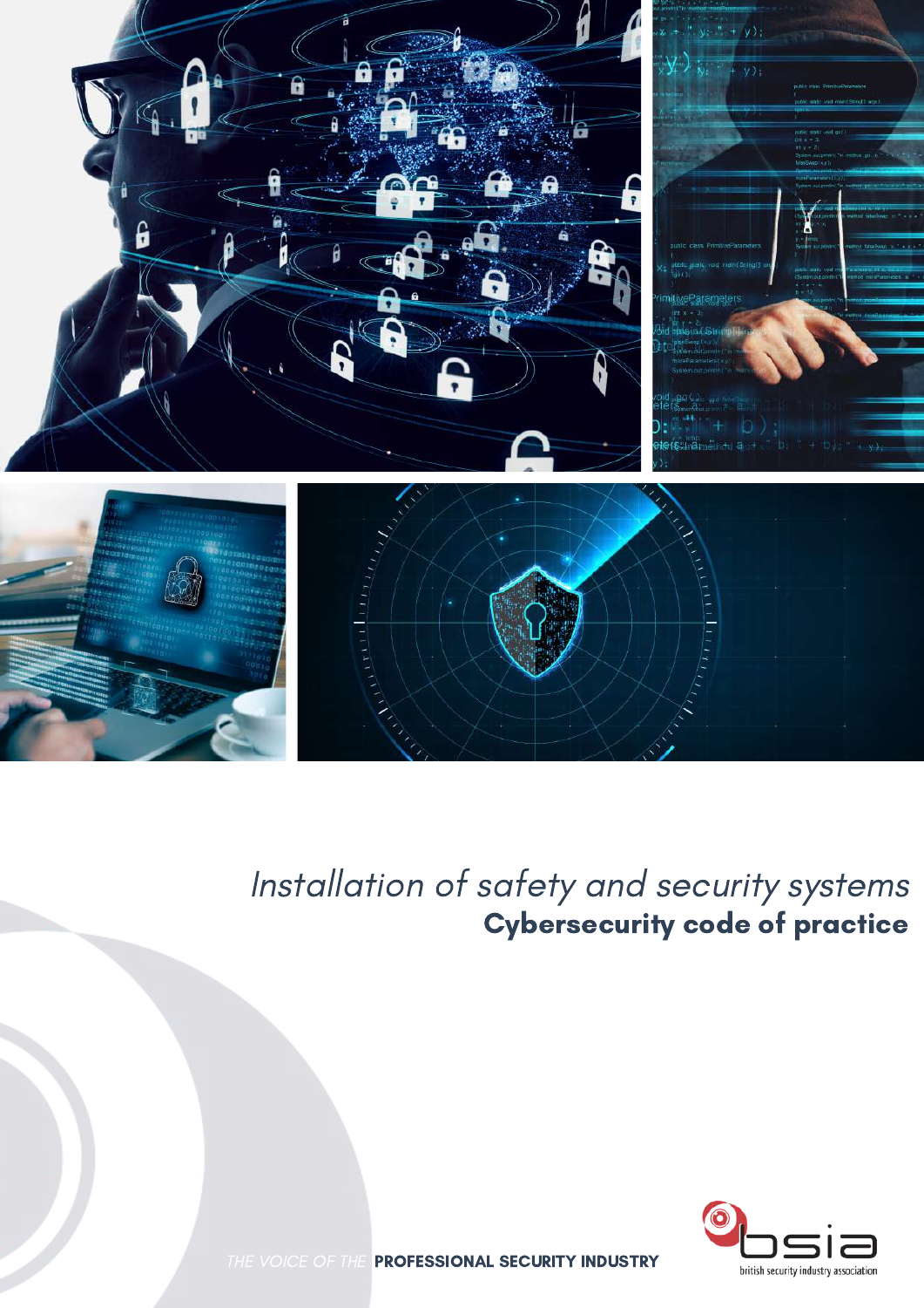*Installation of safety and security systems*

# Cybersecurity code of practice

THE VOICE OF THE **PROFESSIONAL SECURITY INDUSTRY**

bsia

british security industry association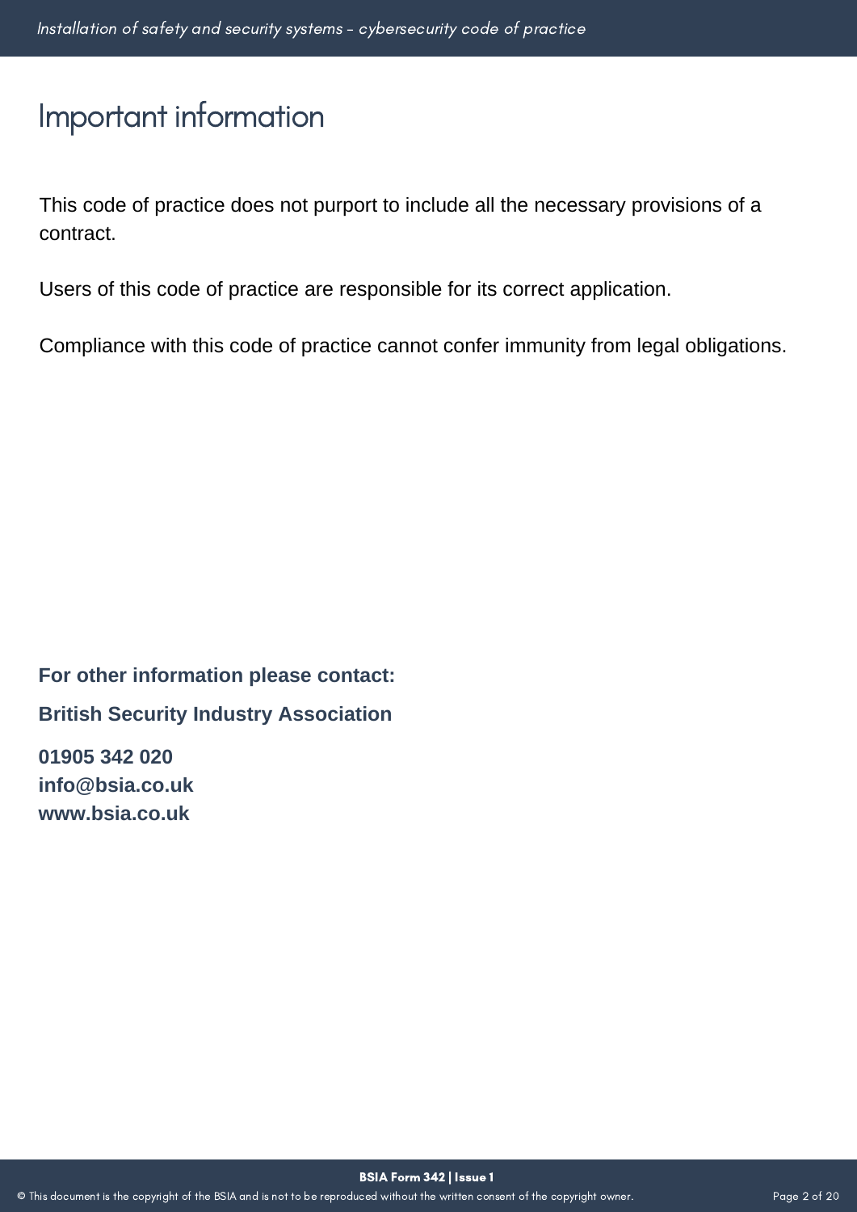# Important information

This code of practice does not purport to include all the necessary provisions of a contract.

Users of this code of practice are responsible for its correct application.

Compliance with this code of practice cannot confer immunity from legal obligations.

**For other information please contact:**

**British Security Industry Association**

**01905 342 020**
**info@bsia.co.uk**
**www.bsia.co.uk**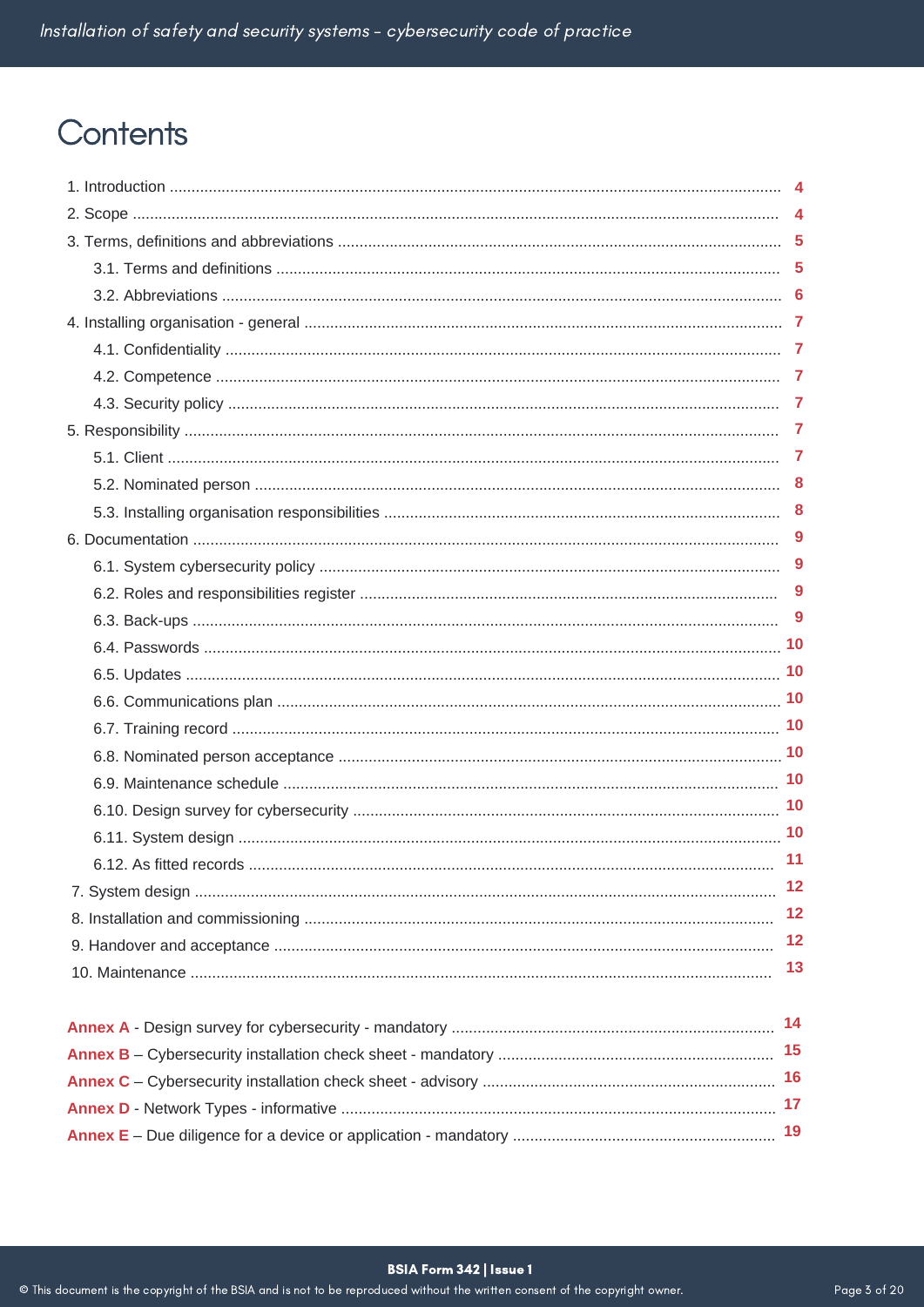# Contents

1. Introduction ..... 4
2. Scope ..... 4
3. Terms, definitions and abbreviations ..... 5
    - 3.1. Terms and definitions ..... 5
    - 3.2. Abbreviations ..... 6
4. Installing organisation - general ..... 7
    - 4.1. Confidentiality ..... 7
    - 4.2. Competence ..... 7
    - 4.3. Security policy ..... 7
5. Responsibility ..... 7
    - 5.1. Client ..... 7
    - 5.2. Nominated person ..... 8
    - 5.3. Installing organisation responsibilities ..... 8
6. Documentation ..... 9
    - 6.1. System cybersecurity policy ..... 9
    - 6.2. Roles and responsibilities register ..... 9
    - 6.3. Back-ups ..... 9
    - 6.4. Passwords ..... 10
    - 6.5. Updates ..... 10
    - 6.6. Communications plan ..... 10
    - 6.7. Training record ..... 10
    - 6.8. Nominated person acceptance ..... 10
    - 6.9. Maintenance schedule ..... 10
    - 6.10. Design survey for cybersecurity ..... 10
    - 6.11. System design ..... 10
    - 6.12. As fitted records ..... 11
7. System design ..... 12
8. Installation and commissioning ..... 12
9. Handover and acceptance ..... 12
10. Maintenance ..... 13

**Annex A** - Design survey for cybersecurity - mandatory ..... 14

**Annex B** – Cybersecurity installation check sheet - mandatory ..... 15

**Annex C** – Cybersecurity installation check sheet - advisory ..... 16

**Annex D** - Network Types - informative ..... 17

**Annex E** – Due diligence for a device or application - mandatory ..... 19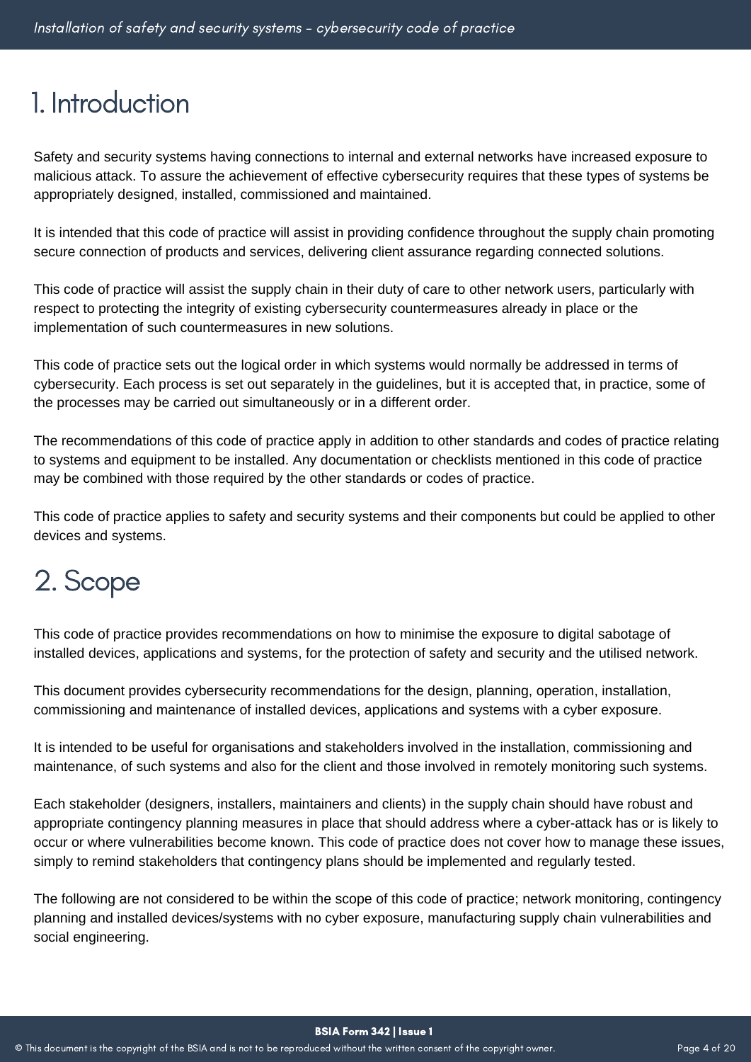# 1. Introduction

Safety and security systems having connections to internal and external networks have increased exposure to malicious attack. To assure the achievement of effective cybersecurity requires that these types of systems be appropriately designed, installed, commissioned and maintained.

It is intended that this code of practice will assist in providing confidence throughout the supply chain promoting secure connection of products and services, delivering client assurance regarding connected solutions.

This code of practice will assist the supply chain in their duty of care to other network users, particularly with respect to protecting the integrity of existing cybersecurity countermeasures already in place or the implementation of such countermeasures in new solutions.

This code of practice sets out the logical order in which systems would normally be addressed in terms of cybersecurity. Each process is set out separately in the guidelines, but it is accepted that, in practice, some of the processes may be carried out simultaneously or in a different order.

The recommendations of this code of practice apply in addition to other standards and codes of practice relating to systems and equipment to be installed. Any documentation or checklists mentioned in this code of practice may be combined with those required by the other standards or codes of practice.

This code of practice applies to safety and security systems and their components but could be applied to other devices and systems.

# 2. Scope

This code of practice provides recommendations on how to minimise the exposure to digital sabotage of installed devices, applications and systems, for the protection of safety and security and the utilised network.

This document provides cybersecurity recommendations for the design, planning, operation, installation, commissioning and maintenance of installed devices, applications and systems with a cyber exposure.

It is intended to be useful for organisations and stakeholders involved in the installation, commissioning and maintenance, of such systems and also for the client and those involved in remotely monitoring such systems.

Each stakeholder (designers, installers, maintainers and clients) in the supply chain should have robust and appropriate contingency planning measures in place that should address where a cyber-attack has or is likely to occur or where vulnerabilities become known. This code of practice does not cover how to manage these issues, simply to remind stakeholders that contingency plans should be implemented and regularly tested.

The following are not considered to be within the scope of this code of practice; network monitoring, contingency planning and installed devices/systems with no cyber exposure, manufacturing supply chain vulnerabilities and social engineering.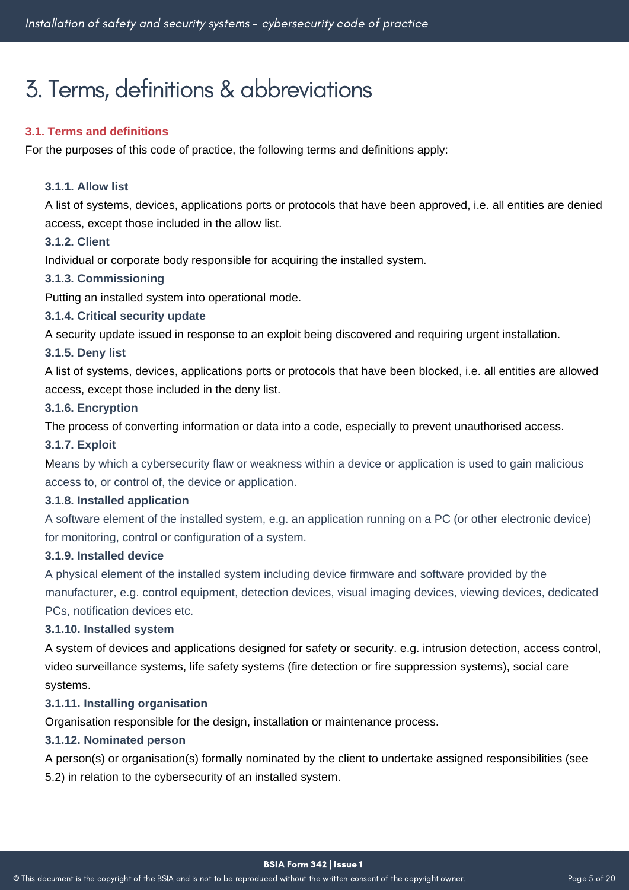# 3. Terms, definitions & abbreviations

## 3.1. Terms and definitions

For the purposes of this code of practice, the following terms and definitions apply:

### 3.1.1. Allow list

A list of systems, devices, applications ports or protocols that have been approved, i.e. all entities are denied access, except those included in the allow list.

### 3.1.2. Client

Individual or corporate body responsible for acquiring the installed system.

### 3.1.3. Commissioning

Putting an installed system into operational mode.

### 3.1.4. Critical security update

A security update issued in response to an exploit being discovered and requiring urgent installation.

### 3.1.5. Deny list

A list of systems, devices, applications ports or protocols that have been blocked, i.e. all entities are allowed access, except those included in the deny list.

### 3.1.6. Encryption

The process of converting information or data into a code, especially to prevent unauthorised access.

### 3.1.7. Exploit

Means by which a cybersecurity flaw or weakness within a device or application is used to gain malicious access to, or control of, the device or application.

### 3.1.8. Installed application

A software element of the installed system, e.g. an application running on a PC (or other electronic device) for monitoring, control or configuration of a system.

### 3.1.9. Installed device

A physical element of the installed system including device firmware and software provided by the manufacturer, e.g. control equipment, detection devices, visual imaging devices, viewing devices, dedicated PCs, notification devices etc.

### 3.1.10. Installed system

A system of devices and applications designed for safety or security. e.g. intrusion detection, access control, video surveillance systems, life safety systems (fire detection or fire suppression systems), social care systems.

### 3.1.11. Installing organisation

Organisation responsible for the design, installation or maintenance process.

### 3.1.12. Nominated person

A person(s) or organisation(s) formally nominated by the client to undertake assigned responsibilities (see 5.2) in relation to the cybersecurity of an installed system.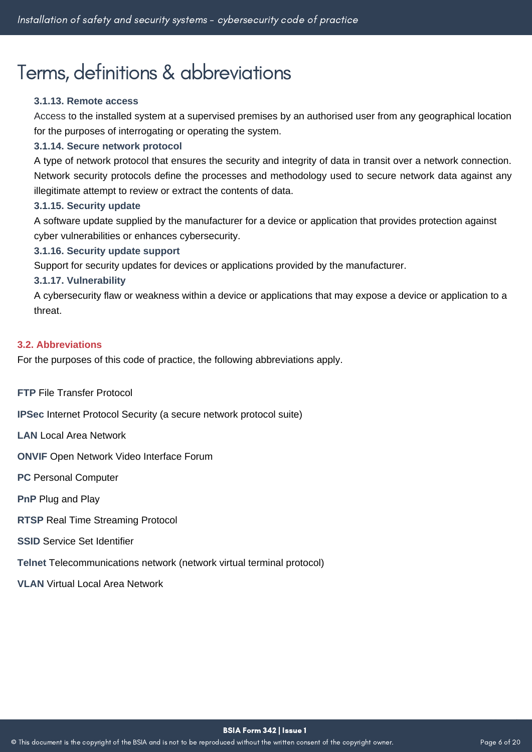# Terms, definitions & abbreviations

### 3.1.13. Remote access

Access to the installed system at a supervised premises by an authorised user from any geographical location for the purposes of interrogating or operating the system.

### 3.1.14. Secure network protocol

A type of network protocol that ensures the security and integrity of data in transit over a network connection. Network security protocols define the processes and methodology used to secure network data against any illegitimate attempt to review or extract the contents of data.

### 3.1.15. Security update

A software update supplied by the manufacturer for a device or application that provides protection against cyber vulnerabilities or enhances cybersecurity.

### 3.1.16. Security update support

Support for security updates for devices or applications provided by the manufacturer.

### 3.1.17. Vulnerability

A cybersecurity flaw or weakness within a device or applications that may expose a device or application to a threat.

## 3.2. Abbreviations

For the purposes of this code of practice, the following abbreviations apply.

**FTP** File Transfer Protocol

**IPSec** Internet Protocol Security (a secure network protocol suite)

**LAN** Local Area Network

**ONVIF** Open Network Video Interface Forum

**PC** Personal Computer

**PnP** Plug and Play

**RTSP** Real Time Streaming Protocol

**SSID** Service Set Identifier

**Telnet** Telecommunications network (network virtual terminal protocol)

**VLAN** Virtual Local Area Network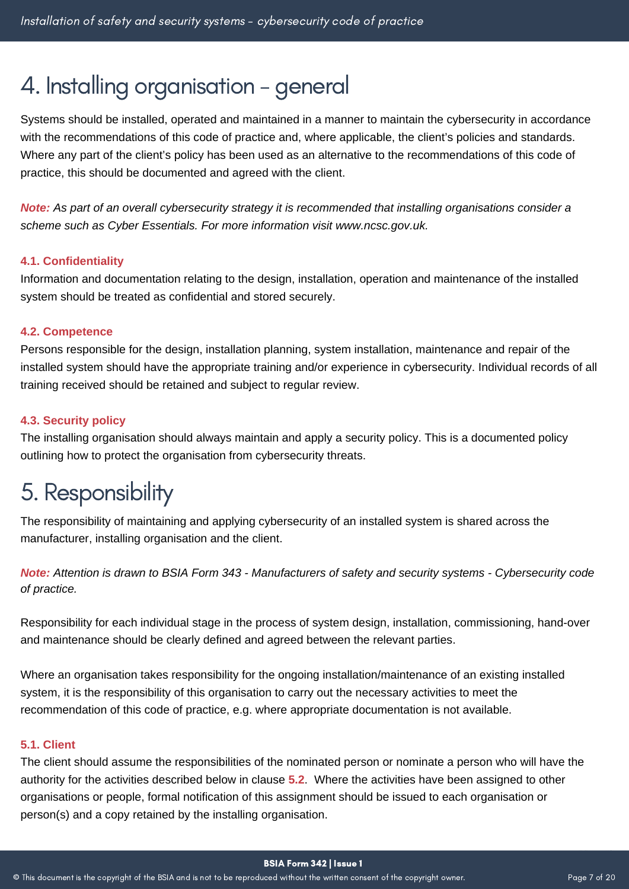# 4. Installing organisation - general

Systems should be installed, operated and maintained in a manner to maintain the cybersecurity in accordance with the recommendations of this code of practice and, where applicable, the client's policies and standards. Where any part of the client's policy has been used as an alternative to the recommendations of this code of practice, this should be documented and agreed with the client.

***Note:*** *As part of an overall cybersecurity strategy it is recommended that installing organisations consider a scheme such as Cyber Essentials. For more information visit www.ncsc.gov.uk.*

### 4.1. Confidentiality

Information and documentation relating to the design, installation, operation and maintenance of the installed system should be treated as confidential and stored securely.

### 4.2. Competence

Persons responsible for the design, installation planning, system installation, maintenance and repair of the installed system should have the appropriate training and/or experience in cybersecurity. Individual records of all training received should be retained and subject to regular review.

### 4.3. Security policy

The installing organisation should always maintain and apply a security policy. This is a documented policy outlining how to protect the organisation from cybersecurity threats.

# 5. Responsibility

The responsibility of maintaining and applying cybersecurity of an installed system is shared across the manufacturer, installing organisation and the client.

***Note:*** *Attention is drawn to BSIA Form 343 - Manufacturers of safety and security systems - Cybersecurity code of practice.*

Responsibility for each individual stage in the process of system design, installation, commissioning, hand-over and maintenance should be clearly defined and agreed between the relevant parties.

Where an organisation takes responsibility for the ongoing installation/maintenance of an existing installed system, it is the responsibility of this organisation to carry out the necessary activities to meet the recommendation of this code of practice, e.g. where appropriate documentation is not available.

### 5.1. Client

The client should assume the responsibilities of the nominated person or nominate a person who will have the authority for the activities described below in clause **5.2**. Where the activities have been assigned to other organisations or people, formal notification of this assignment should be issued to each organisation or person(s) and a copy retained by the installing organisation.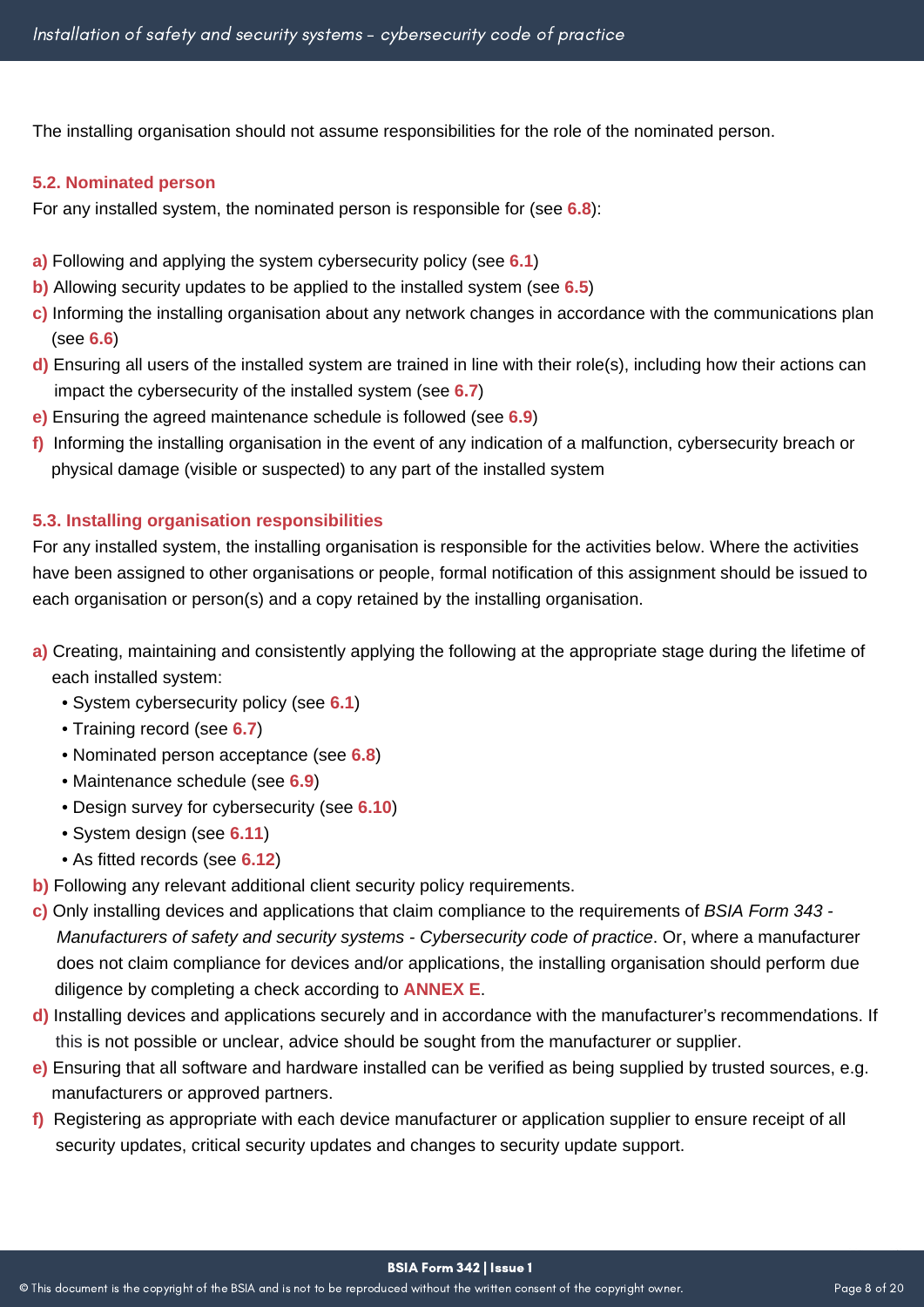The installing organisation should not assume responsibilities for the role of the nominated person.

### 5.2. Nominated person

For any installed system, the nominated person is responsible for (see **6.8**):

**a)** Following and applying the system cybersecurity policy (see **6.1**)
**b)** Allowing security updates to be applied to the installed system (see **6.5**)
**c)** Informing the installing organisation about any network changes in accordance with the communications plan (see **6.6**)
**d)** Ensuring all users of the installed system are trained in line with their role(s), including how their actions can impact the cybersecurity of the installed system (see **6.7**)
**e)** Ensuring the agreed maintenance schedule is followed (see **6.9**)
**f)** Informing the installing organisation in the event of any indication of a malfunction, cybersecurity breach or physical damage (visible or suspected) to any part of the installed system

### 5.3. Installing organisation responsibilities

For any installed system, the installing organisation is responsible for the activities below. Where the activities have been assigned to other organisations or people, formal notification of this assignment should be issued to each organisation or person(s) and a copy retained by the installing organisation.

**a)** Creating, maintaining and consistently applying the following at the appropriate stage during the lifetime of each installed system:
- System cybersecurity policy (see **6.1**)
- Training record (see **6.7**)
- Nominated person acceptance (see **6.8**)
- Maintenance schedule (see **6.9**)
- Design survey for cybersecurity (see **6.10**)
- System design (see **6.11**)
- As fitted records (see **6.12**)

**b)** Following any relevant additional client security policy requirements.
**c)** Only installing devices and applications that claim compliance to the requirements of *BSIA Form 343 - Manufacturers of safety and security systems - Cybersecurity code of practice*. Or, where a manufacturer does not claim compliance for devices and/or applications, the installing organisation should perform due diligence by completing a check according to **ANNEX E**.
**d)** Installing devices and applications securely and in accordance with the manufacturer's recommendations. If this is not possible or unclear, advice should be sought from the manufacturer or supplier.
**e)** Ensuring that all software and hardware installed can be verified as being supplied by trusted sources, e.g. manufacturers or approved partners.
**f)** Registering as appropriate with each device manufacturer or application supplier to ensure receipt of all security updates, critical security updates and changes to security update support.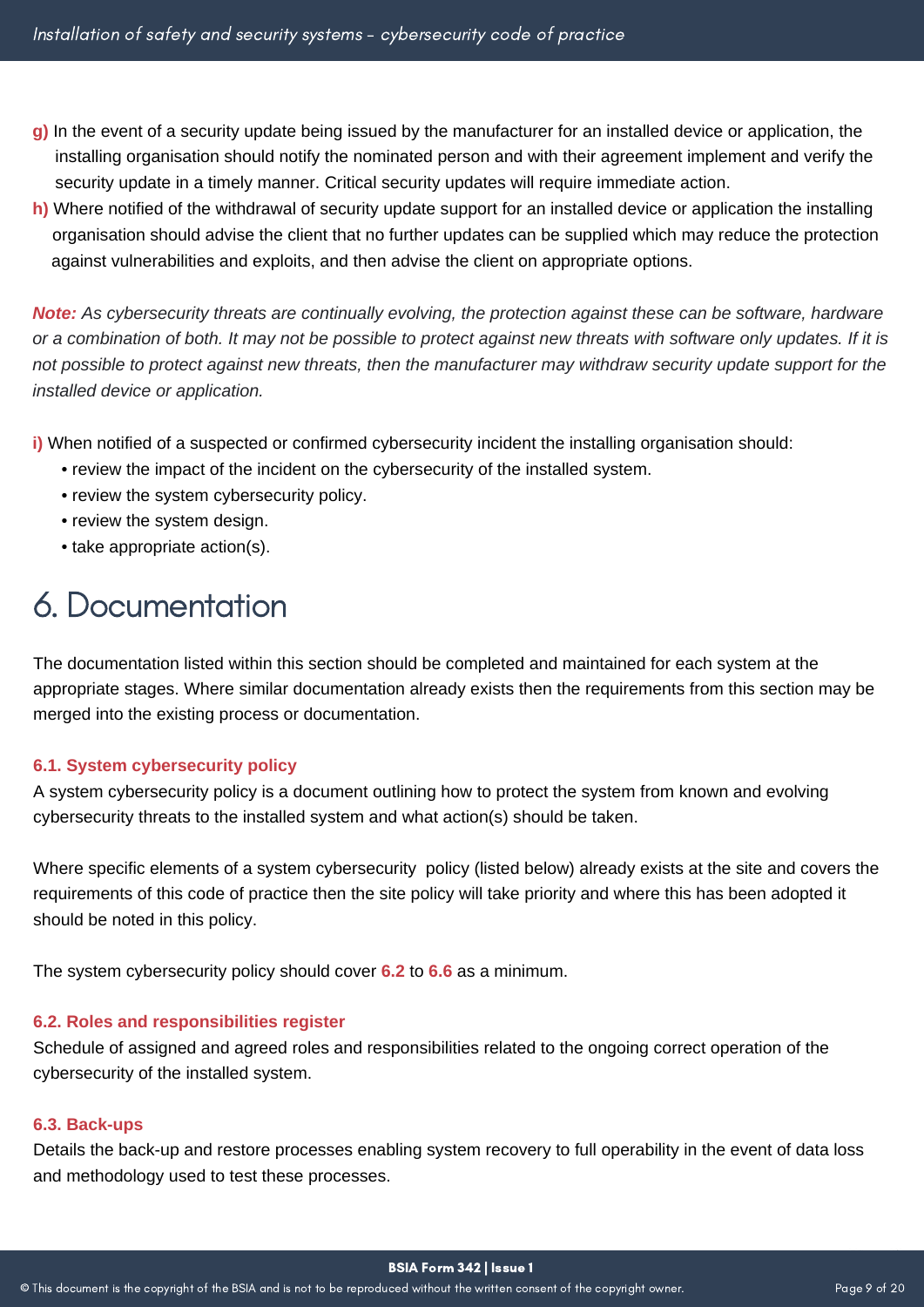**g)** In the event of a security update being issued by the manufacturer for an installed device or application, the installing organisation should notify the nominated person and with their agreement implement and verify the security update in a timely manner. Critical security updates will require immediate action.

**h)** Where notified of the withdrawal of security update support for an installed device or application the installing organisation should advise the client that no further updates can be supplied which may reduce the protection against vulnerabilities and exploits, and then advise the client on appropriate options.

***Note:*** *As cybersecurity threats are continually evolving, the protection against these can be software, hardware or a combination of both. It may not be possible to protect against new threats with software only updates. If it is not possible to protect against new threats, then the manufacturer may withdraw security update support for the installed device or application.*

**i)** When notified of a suspected or confirmed cybersecurity incident the installing organisation should:

- review the impact of the incident on the cybersecurity of the installed system.
- review the system cybersecurity policy.
- review the system design.
- take appropriate action(s).

# 6. Documentation

The documentation listed within this section should be completed and maintained for each system at the appropriate stages. Where similar documentation already exists then the requirements from this section may be merged into the existing process or documentation.

### 6.1. System cybersecurity policy

A system cybersecurity policy is a document outlining how to protect the system from known and evolving cybersecurity threats to the installed system and what action(s) should be taken.

Where specific elements of a system cybersecurity policy (listed below) already exists at the site and covers the requirements of this code of practice then the site policy will take priority and where this has been adopted it should be noted in this policy.

The system cybersecurity policy should cover **6.2** to **6.6** as a minimum.

### 6.2. Roles and responsibilities register

Schedule of assigned and agreed roles and responsibilities related to the ongoing correct operation of the cybersecurity of the installed system.

### 6.3. Back-ups

Details the back-up and restore processes enabling system recovery to full operability in the event of data loss and methodology used to test these processes.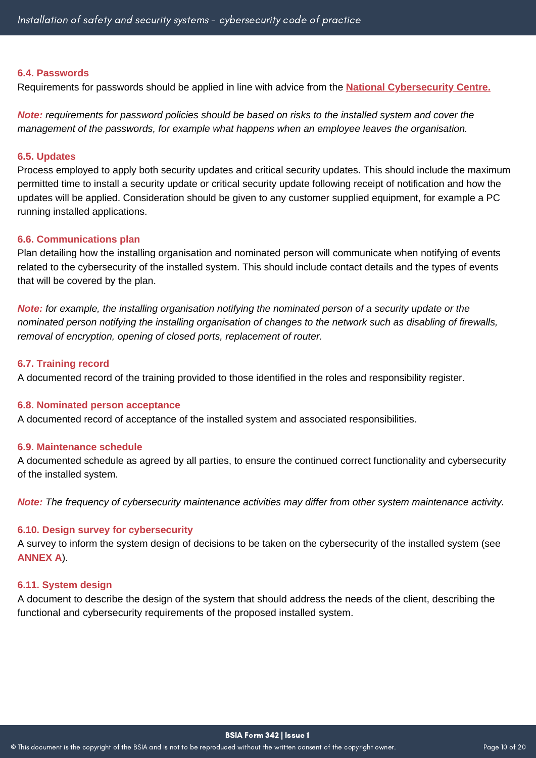### 6.4. Passwords

Requirements for passwords should be applied in line with advice from the **National Cybersecurity Centre.**

***Note:*** *requirements for password policies should be based on risks to the installed system and cover the management of the passwords, for example what happens when an employee leaves the organisation.*

### 6.5. Updates

Process employed to apply both security updates and critical security updates. This should include the maximum permitted time to install a security update or critical security update following receipt of notification and how the updates will be applied. Consideration should be given to any customer supplied equipment, for example a PC running installed applications.

### 6.6. Communications plan

Plan detailing how the installing organisation and nominated person will communicate when notifying of events related to the cybersecurity of the installed system. This should include contact details and the types of events that will be covered by the plan.

***Note:*** *for example, the installing organisation notifying the nominated person of a security update or the nominated person notifying the installing organisation of changes to the network such as disabling of firewalls, removal of encryption, opening of closed ports, replacement of router.*

### 6.7. Training record

A documented record of the training provided to those identified in the roles and responsibility register.

### 6.8. Nominated person acceptance

A documented record of acceptance of the installed system and associated responsibilities.

### 6.9. Maintenance schedule

A documented schedule as agreed by all parties, to ensure the continued correct functionality and cybersecurity of the installed system.

***Note:*** *The frequency of cybersecurity maintenance activities may differ from other system maintenance activity.*

### 6.10. Design survey for cybersecurity

A survey to inform the system design of decisions to be taken on the cybersecurity of the installed system (see **ANNEX A**).

### 6.11. System design

A document to describe the design of the system that should address the needs of the client, describing the functional and cybersecurity requirements of the proposed installed system.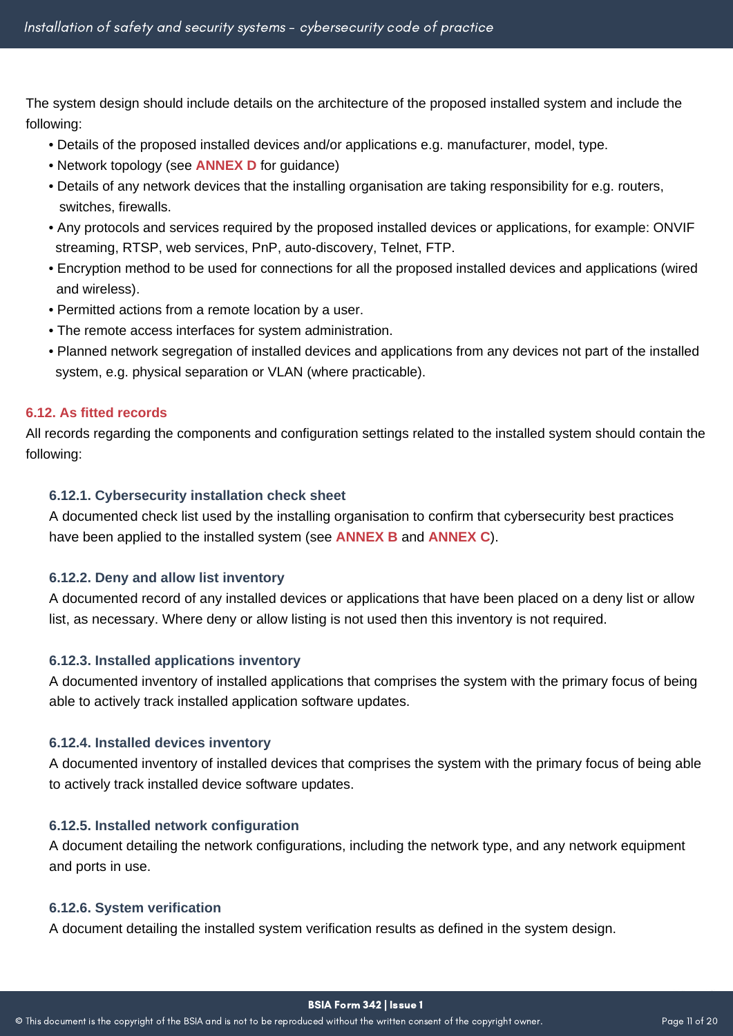The system design should include details on the architecture of the proposed installed system and include the following:

- Details of the proposed installed devices and/or applications e.g. manufacturer, model, type.
- Network topology (see **ANNEX D** for guidance)
- Details of any network devices that the installing organisation are taking responsibility for e.g. routers, switches, firewalls.
- Any protocols and services required by the proposed installed devices or applications, for example: ONVIF streaming, RTSP, web services, PnP, auto-discovery, Telnet, FTP.
- Encryption method to be used for connections for all the proposed installed devices and applications (wired and wireless).
- Permitted actions from a remote location by a user.
- The remote access interfaces for system administration.
- Planned network segregation of installed devices and applications from any devices not part of the installed system, e.g. physical separation or VLAN (where practicable).

## 6.12. As fitted records

All records regarding the components and configuration settings related to the installed system should contain the following:

### 6.12.1. Cybersecurity installation check sheet

A documented check list used by the installing organisation to confirm that cybersecurity best practices have been applied to the installed system (see **ANNEX B** and **ANNEX C**).

### 6.12.2. Deny and allow list inventory

A documented record of any installed devices or applications that have been placed on a deny list or allow list, as necessary. Where deny or allow listing is not used then this inventory is not required.

### 6.12.3. Installed applications inventory

A documented inventory of installed applications that comprises the system with the primary focus of being able to actively track installed application software updates.

### 6.12.4. Installed devices inventory

A documented inventory of installed devices that comprises the system with the primary focus of being able to actively track installed device software updates.

### 6.12.5. Installed network configuration

A document detailing the network configurations, including the network type, and any network equipment and ports in use.

### 6.12.6. System verification

A document detailing the installed system verification results as defined in the system design.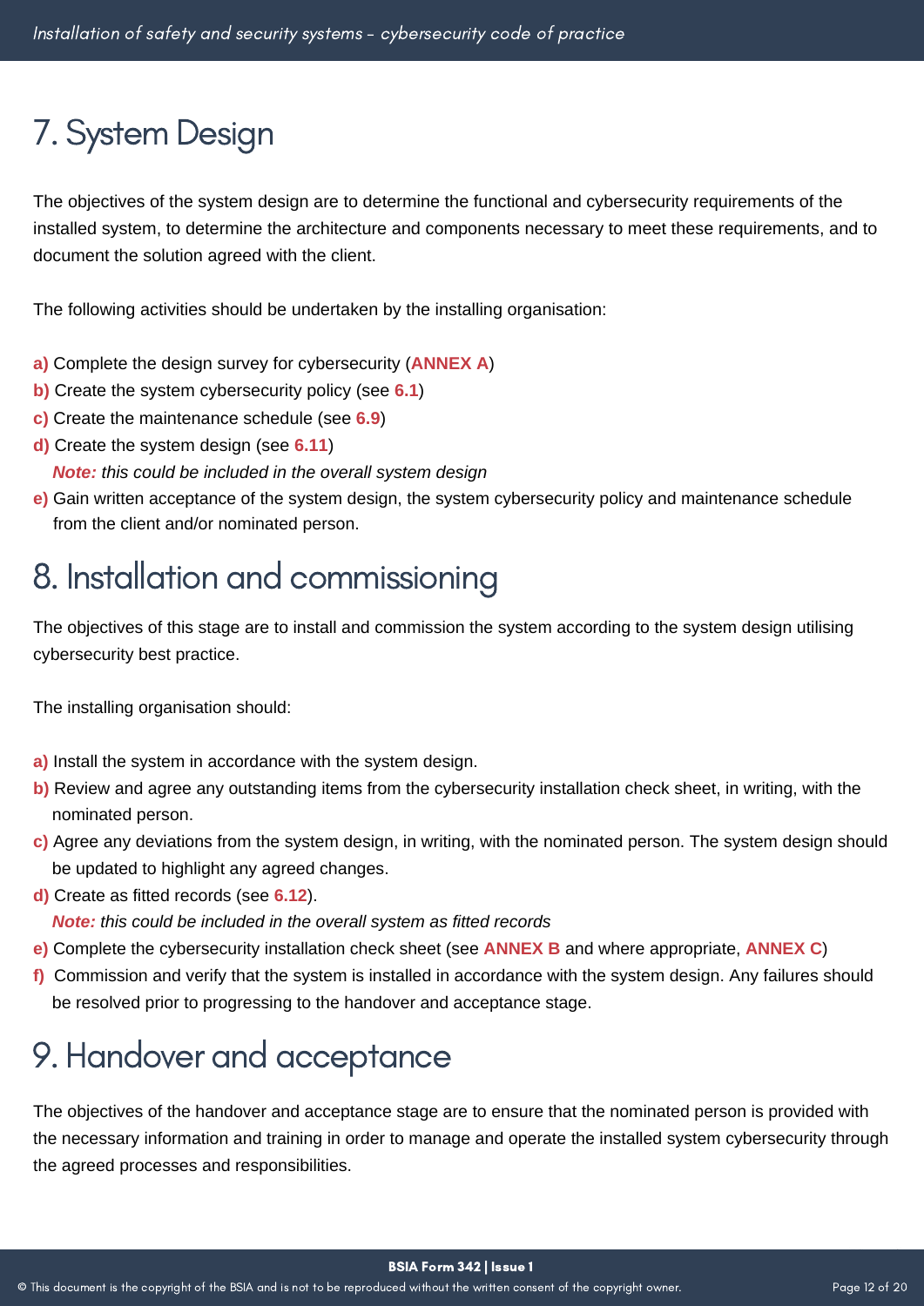# 7. System Design

The objectives of the system design are to determine the functional and cybersecurity requirements of the installed system, to determine the architecture and components necessary to meet these requirements, and to document the solution agreed with the client.

The following activities should be undertaken by the installing organisation:

**a)** Complete the design survey for cybersecurity (**ANNEX A**)
**b)** Create the system cybersecurity policy (see **6.1**)
**c)** Create the maintenance schedule (see **6.9**)
**d)** Create the system design (see **6.11**)
   ***Note:*** *this could be included in the overall system design*
**e)** Gain written acceptance of the system design, the system cybersecurity policy and maintenance schedule from the client and/or nominated person.

# 8. Installation and commissioning

The objectives of this stage are to install and commission the system according to the system design utilising cybersecurity best practice.

The installing organisation should:

**a)** Install the system in accordance with the system design.
**b)** Review and agree any outstanding items from the cybersecurity installation check sheet, in writing, with the nominated person.
**c)** Agree any deviations from the system design, in writing, with the nominated person. The system design should be updated to highlight any agreed changes.
**d)** Create as fitted records (see **6.12**).
   ***Note:*** *this could be included in the overall system as fitted records*
**e)** Complete the cybersecurity installation check sheet (see **ANNEX B** and where appropriate, **ANNEX C**)
**f)** Commission and verify that the system is installed in accordance with the system design. Any failures should be resolved prior to progressing to the handover and acceptance stage.

# 9. Handover and acceptance

The objectives of the handover and acceptance stage are to ensure that the nominated person is provided with the necessary information and training in order to manage and operate the installed system cybersecurity through the agreed processes and responsibilities.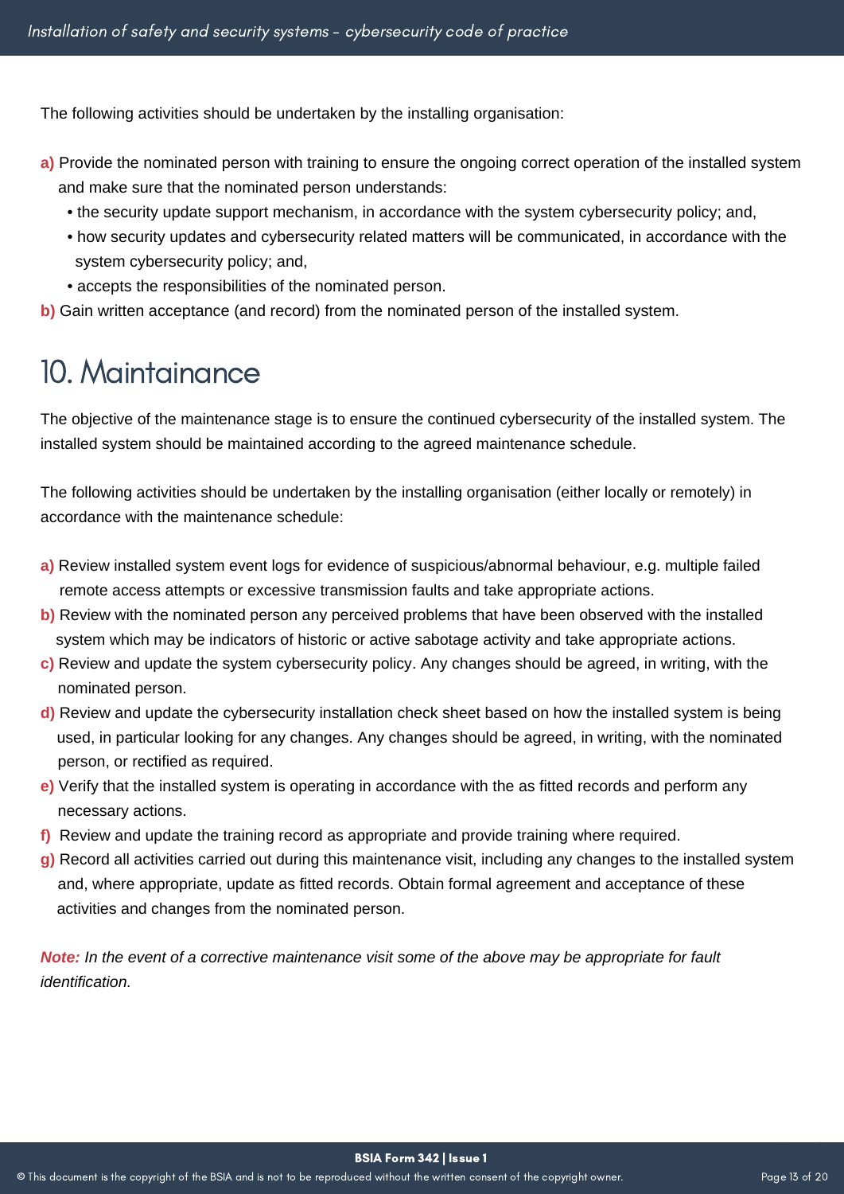The following activities should be undertaken by the installing organisation:

**a)** Provide the nominated person with training to ensure the ongoing correct operation of the installed system and make sure that the nominated person understands:

- the security update support mechanism, in accordance with the system cybersecurity policy; and,
- how security updates and cybersecurity related matters will be communicated, in accordance with the system cybersecurity policy; and,
- accepts the responsibilities of the nominated person.

**b)** Gain written acceptance (and record) from the nominated person of the installed system.

# 10. Maintainance

The objective of the maintenance stage is to ensure the continued cybersecurity of the installed system. The installed system should be maintained according to the agreed maintenance schedule.

The following activities should be undertaken by the installing organisation (either locally or remotely) in accordance with the maintenance schedule:

**a)** Review installed system event logs for evidence of suspicious/abnormal behaviour, e.g. multiple failed remote access attempts or excessive transmission faults and take appropriate actions.

**b)** Review with the nominated person any perceived problems that have been observed with the installed system which may be indicators of historic or active sabotage activity and take appropriate actions.

**c)** Review and update the system cybersecurity policy. Any changes should be agreed, in writing, with the nominated person.

**d)** Review and update the cybersecurity installation check sheet based on how the installed system is being used, in particular looking for any changes. Any changes should be agreed, in writing, with the nominated person, or rectified as required.

**e)** Verify that the installed system is operating in accordance with the as fitted records and perform any necessary actions.

**f)** Review and update the training record as appropriate and provide training where required.

**g)** Record all activities carried out during this maintenance visit, including any changes to the installed system and, where appropriate, update as fitted records. Obtain formal agreement and acceptance of these activities and changes from the nominated person.

***Note:*** *In the event of a corrective maintenance visit some of the above may be appropriate for fault identification.*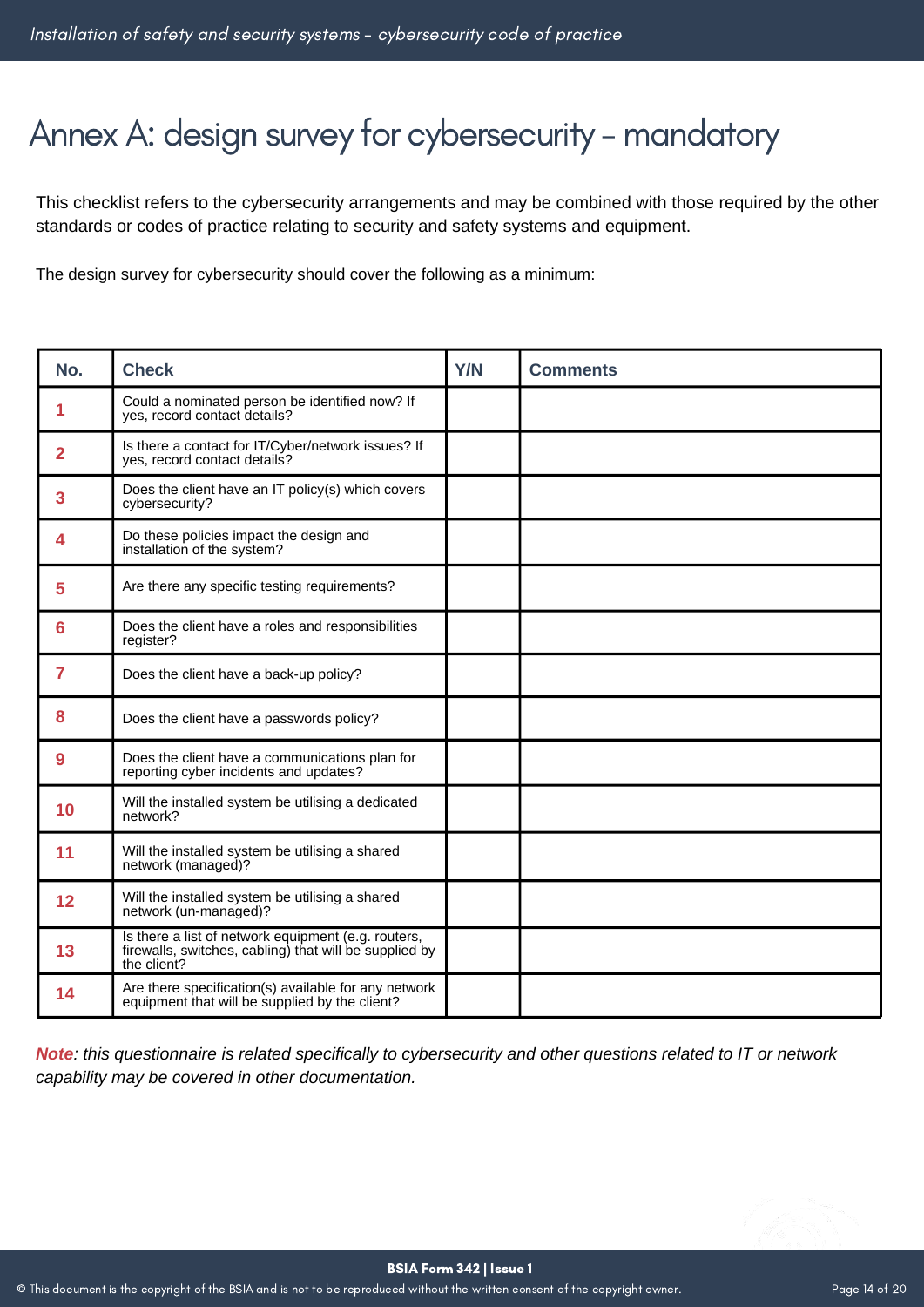# Annex A: design survey for cybersecurity – mandatory

This checklist refers to the cybersecurity arrangements and may be combined with those required by the other standards or codes of practice relating to security and safety systems and equipment.

The design survey for cybersecurity should cover the following as a minimum:

| No. | Check | Y/N | Comments |
|---|---|---|---|
| 1 | Could a nominated person be identified now? If yes, record contact details? | | |
| 2 | Is there a contact for IT/Cyber/network issues? If yes, record contact details? | | |
| 3 | Does the client have an IT policy(s) which covers cybersecurity? | | |
| 4 | Do these policies impact the design and installation of the system? | | |
| 5 | Are there any specific testing requirements? | | |
| 6 | Does the client have a roles and responsibilities register? | | |
| 7 | Does the client have a back-up policy? | | |
| 8 | Does the client have a passwords policy? | | |
| 9 | Does the client have a communications plan for reporting cyber incidents and updates? | | |
| 10 | Will the installed system be utilising a dedicated network? | | |
| 11 | Will the installed system be utilising a shared network (managed)? | | |
| 12 | Will the installed system be utilising a shared network (un-managed)? | | |
| 13 | Is there a list of network equipment (e.g. routers, firewalls, switches, cabling) that will be supplied by the client? | | |
| 14 | Are there specification(s) available for any network equipment that will be supplied by the client? | | |

***Note**: this questionnaire is related specifically to cybersecurity and other questions related to IT or network capability may be covered in other documentation.*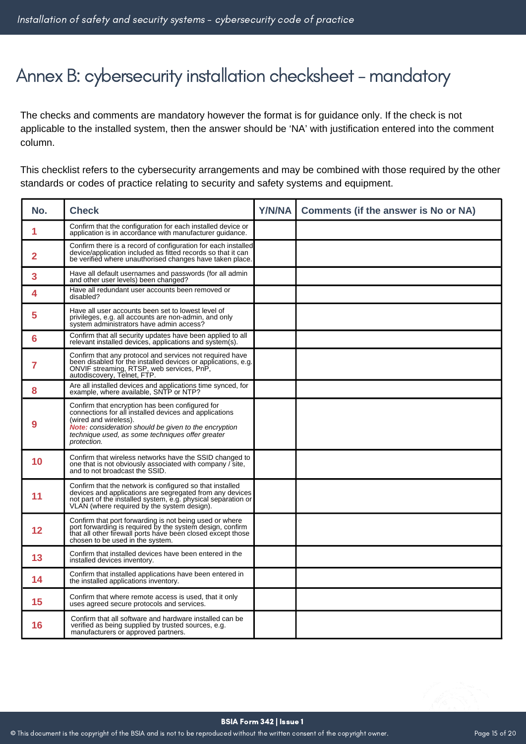# Annex B: cybersecurity installation checksheet – mandatory

The checks and comments are mandatory however the format is for guidance only. If the check is not applicable to the installed system, then the answer should be 'NA' with justification entered into the comment column.

This checklist refers to the cybersecurity arrangements and may be combined with those required by the other standards or codes of practice relating to security and safety systems and equipment.

| No. | Check | Y/N/NA | Comments (if the answer is No or NA) |
|---|---|---|---|
| 1 | Confirm that the configuration for each installed device or application is in accordance with manufacturer guidance. | | |
| 2 | Confirm there is a record of configuration for each installed device/application included as fitted records so that it can be verified where unauthorised changes have taken place. | | |
| 3 | Have all default usernames and passwords (for all admin and other user levels) been changed? | | |
| 4 | Have all redundant user accounts been removed or disabled? | | |
| 5 | Have all user accounts been set to lowest level of privileges, e.g. all accounts are non-admin, and only system administrators have admin access? | | |
| 6 | Confirm that all security updates have been applied to all relevant installed devices, applications and system(s). | | |
| 7 | Confirm that any protocol and services not required have been disabled for the installed devices or applications, e.g. ONVIF streaming, RTSP, web services, PnP, autodiscovery, Telnet, FTP. | | |
| 8 | Are all installed devices and applications time synced, for example, where available, SNTP or NTP? | | |
| 9 | Confirm that encryption has been configured for connections for all installed devices and applications (wired and wireless).<br>***Note:*** *consideration should be given to the encryption technique used, as some techniques offer greater protection.* | | |
| 10 | Confirm that wireless networks have the SSID changed to one that is not obviously associated with company / site, and to not broadcast the SSID. | | |
| 11 | Confirm that the network is configured so that installed devices and applications are segregated from any devices not part of the installed system, e.g. physical separation or VLAN (where required by the system design). | | |
| 12 | Confirm that port forwarding is not being used or where port forwarding is required by the system design, confirm that all other firewall ports have been closed except those chosen to be used in the system. | | |
| 13 | Confirm that installed devices have been entered in the installed devices inventory. | | |
| 14 | Confirm that installed applications have been entered in the installed applications inventory. | | |
| 15 | Confirm that where remote access is used, that it only uses agreed secure protocols and services. | | |
| 16 | Confirm that all software and hardware installed can be verified as being supplied by trusted sources, e.g. manufacturers or approved partners. | | |

BSIA Form 342 | Issue 1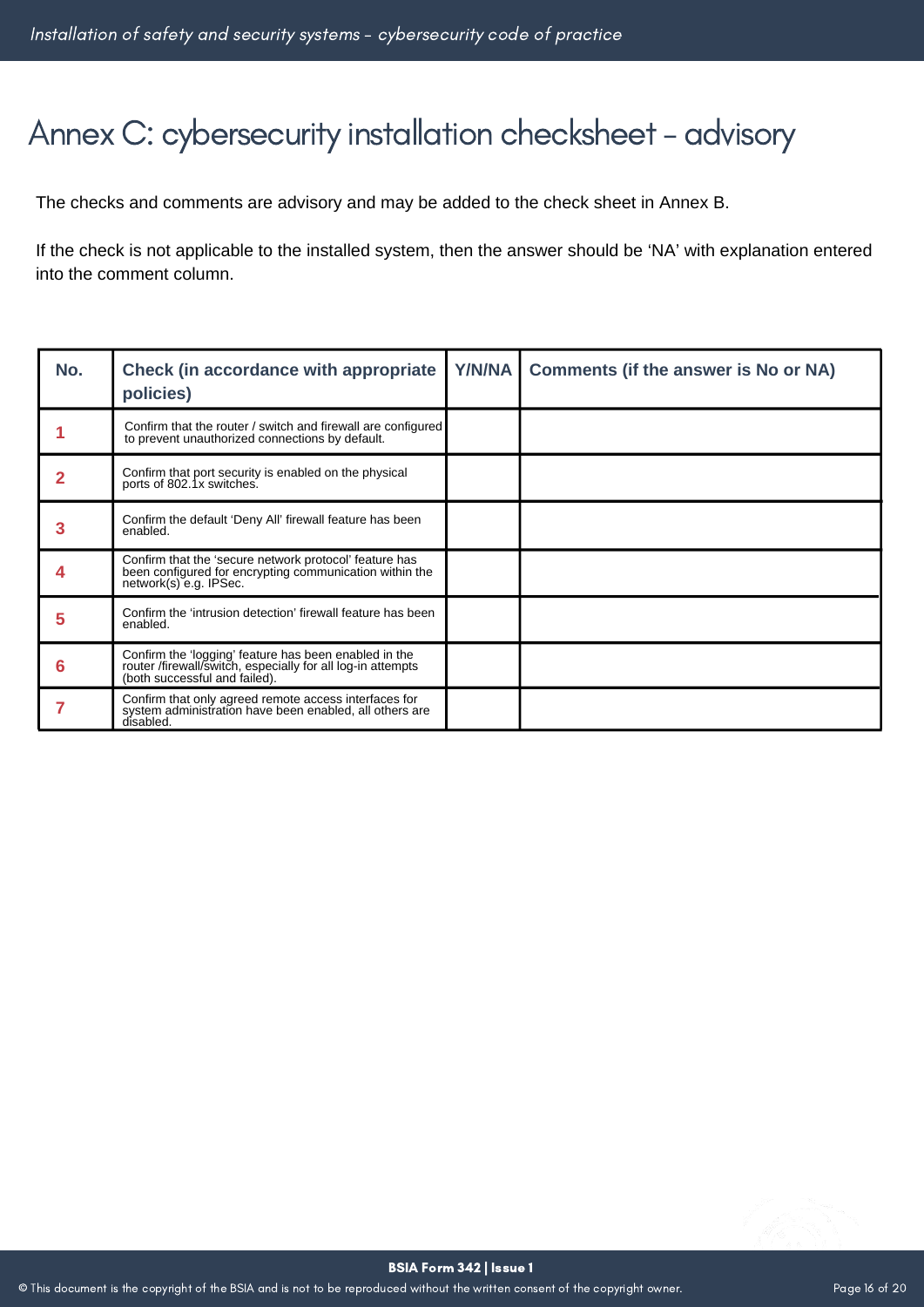# Annex C: cybersecurity installation checksheet – advisory

The checks and comments are advisory and may be added to the check sheet in Annex B.

If the check is not applicable to the installed system, then the answer should be 'NA' with explanation entered into the comment column.

| No. | Check (in accordance with appropriate policies) | Y/N/NA | Comments (if the answer is No or NA) |
|---|---|---|---|
| 1 | Confirm that the router / switch and firewall are configured to prevent unauthorized connections by default. | | |
| 2 | Confirm that port security is enabled on the physical ports of 802.1x switches. | | |
| 3 | Confirm the default 'Deny All' firewall feature has been enabled. | | |
| 4 | Confirm that the 'secure network protocol' feature has been configured for encrypting communication within the network(s) e.g. IPSec. | | |
| 5 | Confirm the 'intrusion detection' firewall feature has been enabled. | | |
| 6 | Confirm the 'logging' feature has been enabled in the router /firewall/switch, especially for all log-in attempts (both successful and failed). | | |
| 7 | Confirm that only agreed remote access interfaces for system administration have been enabled, all others are disabled. | | |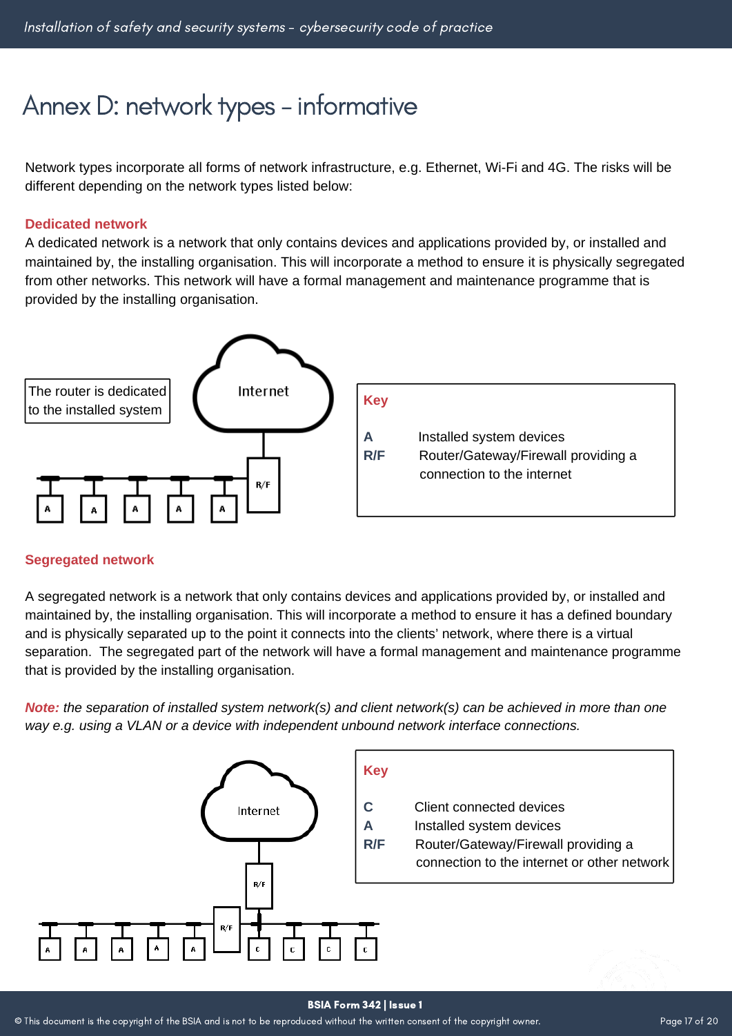# Annex D: network types – informative

Network types incorporate all forms of network infrastructure, e.g. Ethernet, Wi-Fi and 4G. The risks will be different depending on the network types listed below:

### Dedicated network

A dedicated network is a network that only contains devices and applications provided by, or installed and maintained by, the installing organisation. This will incorporate a method to ensure it is physically segregated from other networks. This network will have a formal management and maintenance programme that is provided by the installing organisation.

The router is dedicated to the installed system

Internet

R/F

A A A A A

**Key**

**A** Installed system devices

**R/F** Router/Gateway/Firewall providing a connection to the internet

### Segregated network

A segregated network is a network that only contains devices and applications provided by, or installed and maintained by, the installing organisation. This will incorporate a method to ensure it has a defined boundary and is physically separated up to the point it connects into the clients' network, where there is a virtual separation. The segregated part of the network will have a formal management and maintenance programme that is provided by the installing organisation.

***Note:*** *the separation of installed system network(s) and client network(s) can be achieved in more than one way e.g. using a VLAN or a device with independent unbound network interface connections.*

Internet

R/F

R/F

A A A A A C C C C

**Key**

**C** Client connected devices

**A** Installed system devices

**R/F** Router/Gateway/Firewall providing a connection to the internet or other network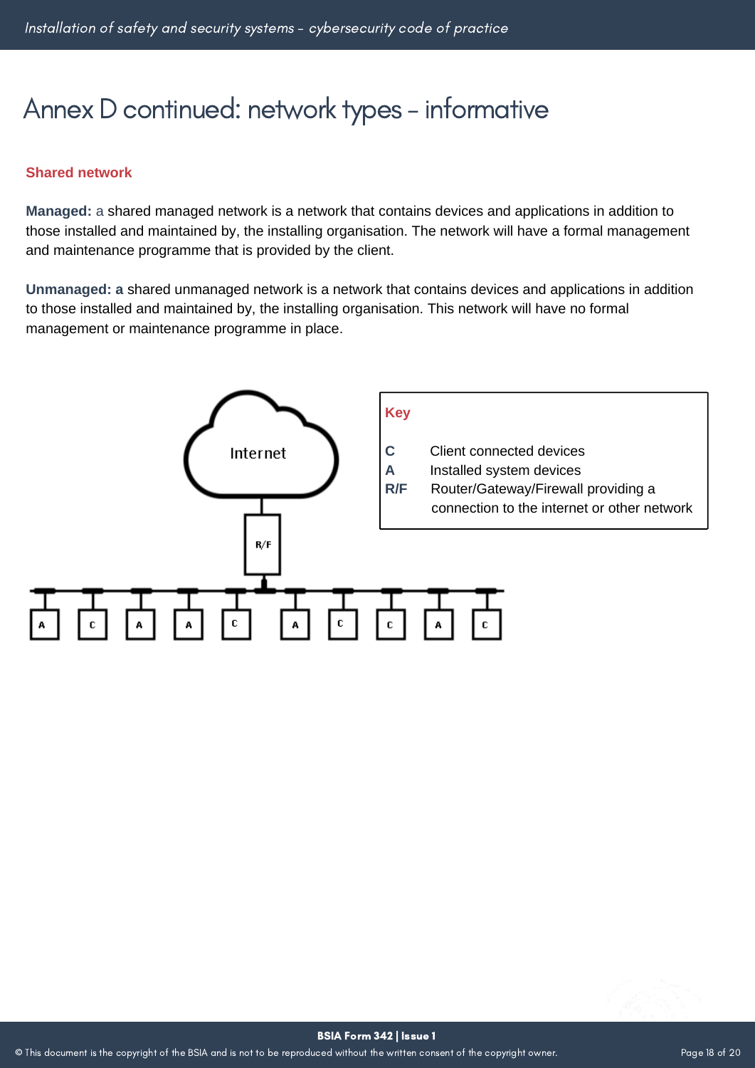# Annex D continued: network types - informative

### Shared network

**Managed:** a shared managed network is a network that contains devices and applications in addition to those installed and maintained by, the installing organisation. The network will have a formal management and maintenance programme that is provided by the client.

**Unmanaged: a** shared unmanaged network is a network that contains devices and applications in addition to those installed and maintained by, the installing organisation. This network will have no formal management or maintenance programme in place.

Internet

R/F

A C A A C A C C A C

**Key**

**C** Client connected devices
**A** Installed system devices
**R/F** Router/Gateway/Firewall providing a connection to the internet or other network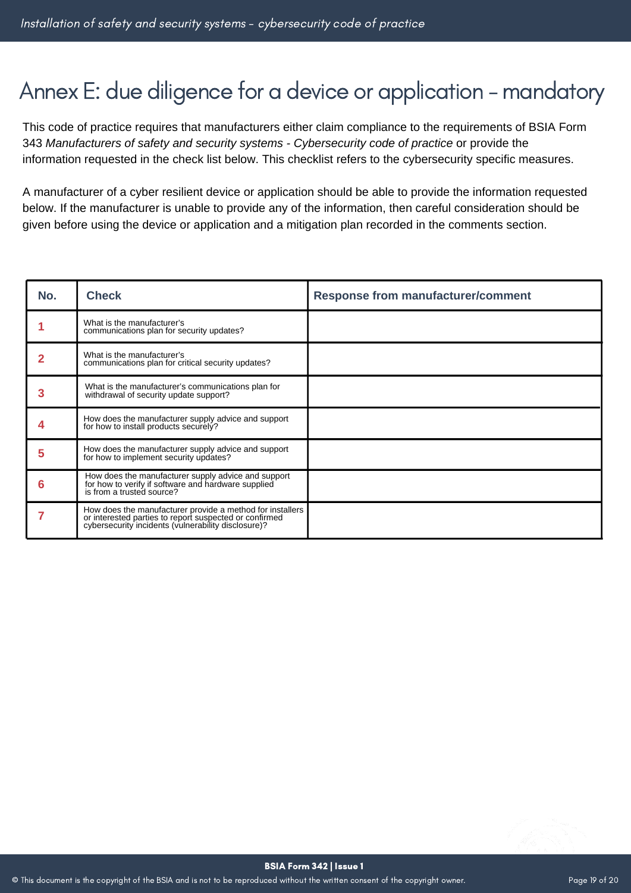# Annex E: due diligence for a device or application – mandatory

This code of practice requires that manufacturers either claim compliance to the requirements of BSIA Form 343 *Manufacturers of safety and security systems - Cybersecurity code of practice* or provide the information requested in the check list below. This checklist refers to the cybersecurity specific measures.

A manufacturer of a cyber resilient device or application should be able to provide the information requested below. If the manufacturer is unable to provide any of the information, then careful consideration should be given before using the device or application and a mitigation plan recorded in the comments section.

| No. | Check | Response from manufacturer/comment |
|---|---|---|
| 1 | What is the manufacturer's communications plan for security updates? | |
| 2 | What is the manufacturer's communications plan for critical security updates? | |
| 3 | What is the manufacturer's communications plan for withdrawal of security update support? | |
| 4 | How does the manufacturer supply advice and support for how to install products securely? | |
| 5 | How does the manufacturer supply advice and support for how to implement security updates? | |
| 6 | How does the manufacturer supply advice and support for how to verify if software and hardware supplied is from a trusted source? | |
| 7 | How does the manufacturer provide a method for installers or interested parties to report suspected or confirmed cybersecurity incidents (vulnerability disclosure)? | |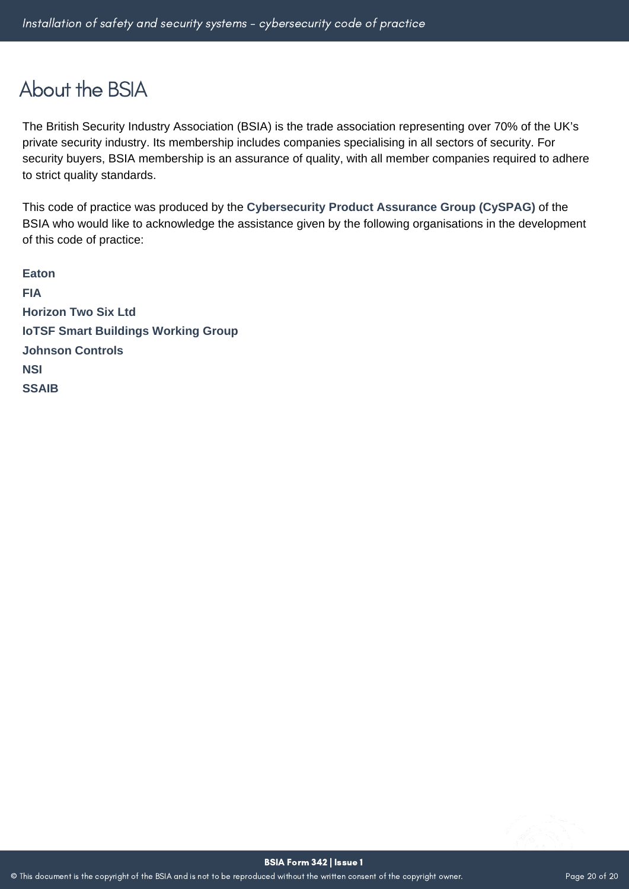# About the BSIA

The British Security Industry Association (BSIA) is the trade association representing over 70% of the UK's private security industry. Its membership includes companies specialising in all sectors of security. For security buyers, BSIA membership is an assurance of quality, with all member companies required to adhere to strict quality standards.

This code of practice was produced by the **Cybersecurity Product Assurance Group (CySPAG)** of the BSIA who would like to acknowledge the assistance given by the following organisations in the development of this code of practice:

**Eaton**

**FIA**

**Horizon Two Six Ltd**

**IoTSF Smart Buildings Working Group**

**Johnson Controls**

**NSI**

**SSAIB**